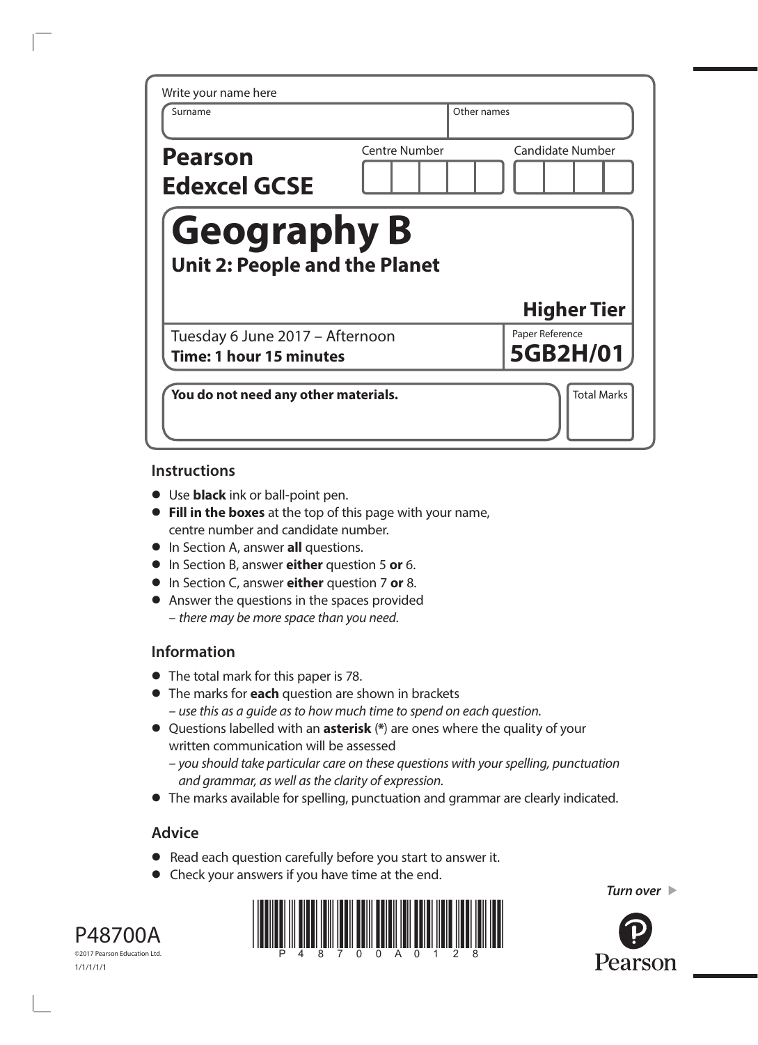Write your name here

| Surname | Other names |
|---|---|
| | |

**Pearson Edexcel GCSE**

Centre Number | Candidate Number

# Geography B

## Unit 2: People and the Planet

**Higher Tier**

Tuesday 6 June 2017 – Afternoon
**Time: 1 hour 15 minutes**

Paper Reference
**5GB2H/01**

**You do not need any other materials.**

Total Marks

### Instructions

- Use **black** ink or ball-point pen.
- **Fill in the boxes** at the top of this page with your name, centre number and candidate number.
- In Section A, answer **all** questions.
- In Section B, answer **either** question 5 **or** 6.
- In Section C, answer **either** question 7 **or** 8.
- Answer the questions in the spaces provided
  – *there may be more space than you need.*

### Information

- The total mark for this paper is 78.
- The marks for **each** question are shown in brackets
  – *use this as a guide as to how much time to spend on each question.*
- Questions labelled with an **asterisk** (**\***) are ones where the quality of your written communication will be assessed
  – *you should take particular care on these questions with your spelling, punctuation and grammar, as well as the clarity of expression.*
- The marks available for spelling, punctuation and grammar are clearly indicated.

### Advice

- Read each question carefully before you start to answer it.
- Check your answers if you have time at the end.

*Turn over*

P48700A
©2017 Pearson Education Ltd.
1/1/1/1/1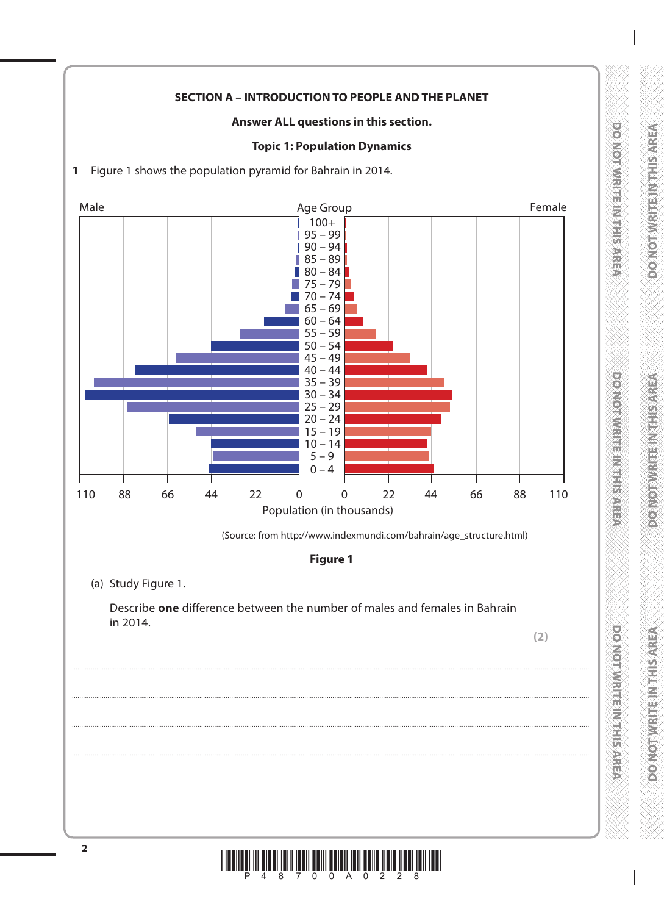**SECTION A – INTRODUCTION TO PEOPLE AND THE PLANET**

**Answer ALL questions in this section.**

**Topic 1: Population Dynamics**

**1** Figure 1 shows the population pyramid for Bahrain in 2014.

(Source: from http://www.indexmundi.com/bahrain/age_structure.html)

**Figure 1**

(a) Study Figure 1.

Describe **one** difference between the number of males and females in Bahrain in 2014.

**(2)**

..............................................................................................................................................

..............................................................................................................................................

..............................................................................................................................................

..............................................................................................................................................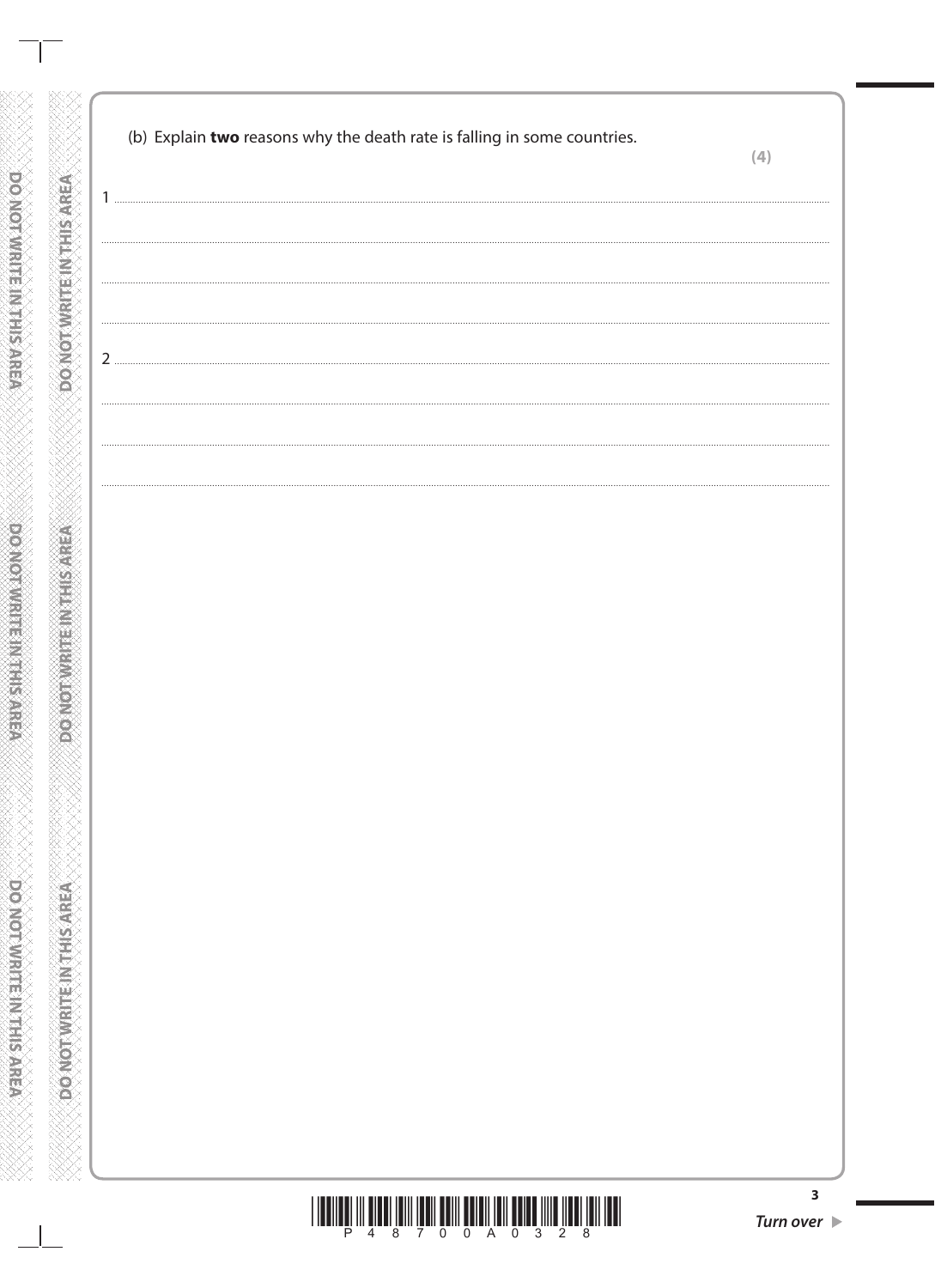(b) Explain **two** reasons why the death rate is falling in some countries.

**(4)**

1 ..................................................................................................................................................

..................................................................................................................................................

..................................................................................................................................................

..................................................................................................................................................

2 ..................................................................................................................................................

..................................................................................................................................................

..................................................................................................................................................

..................................................................................................................................................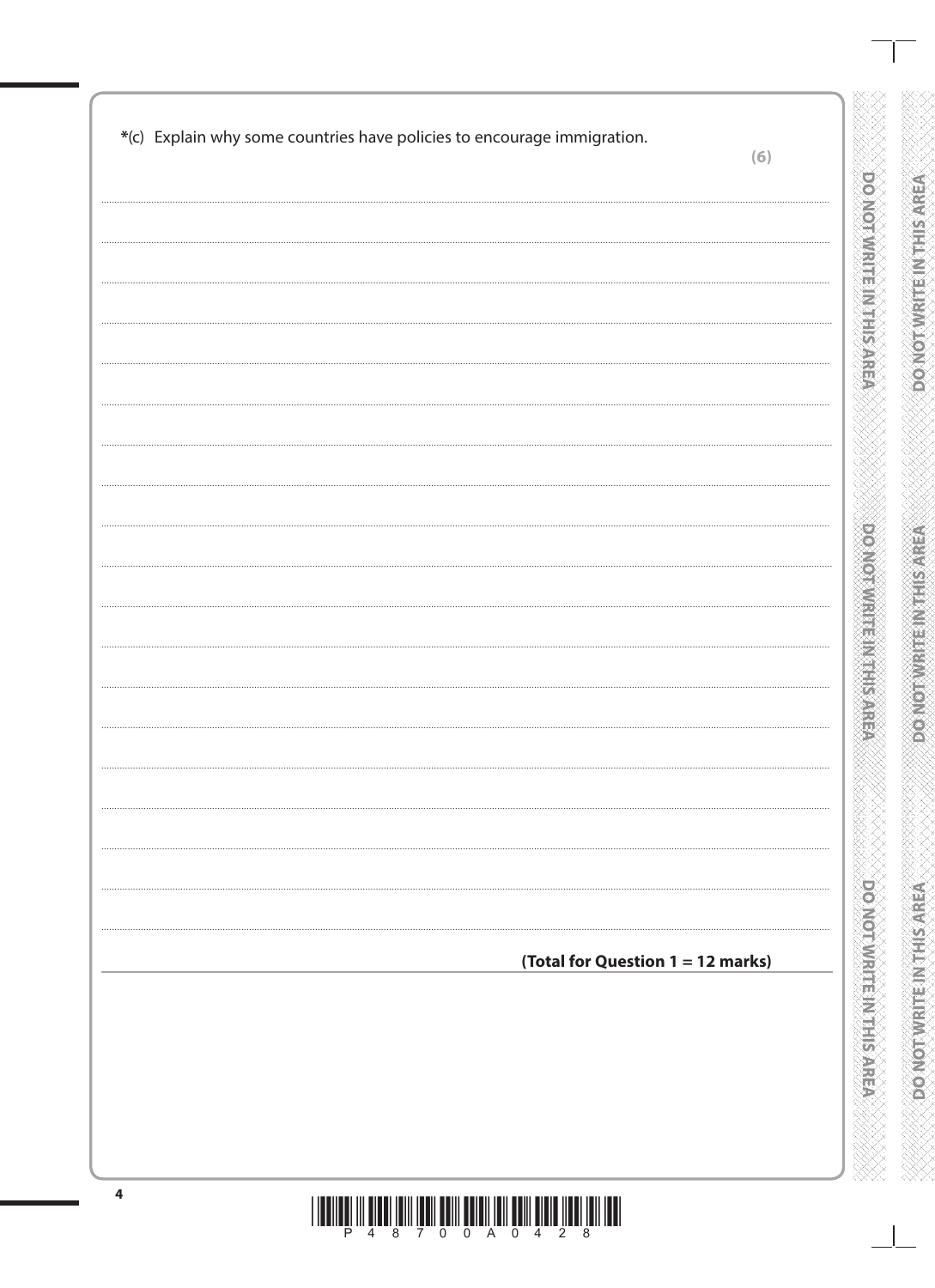*(c) Explain why some countries have policies to encourage immigration.

**(6)**

**(Total for Question 1 = 12 marks)**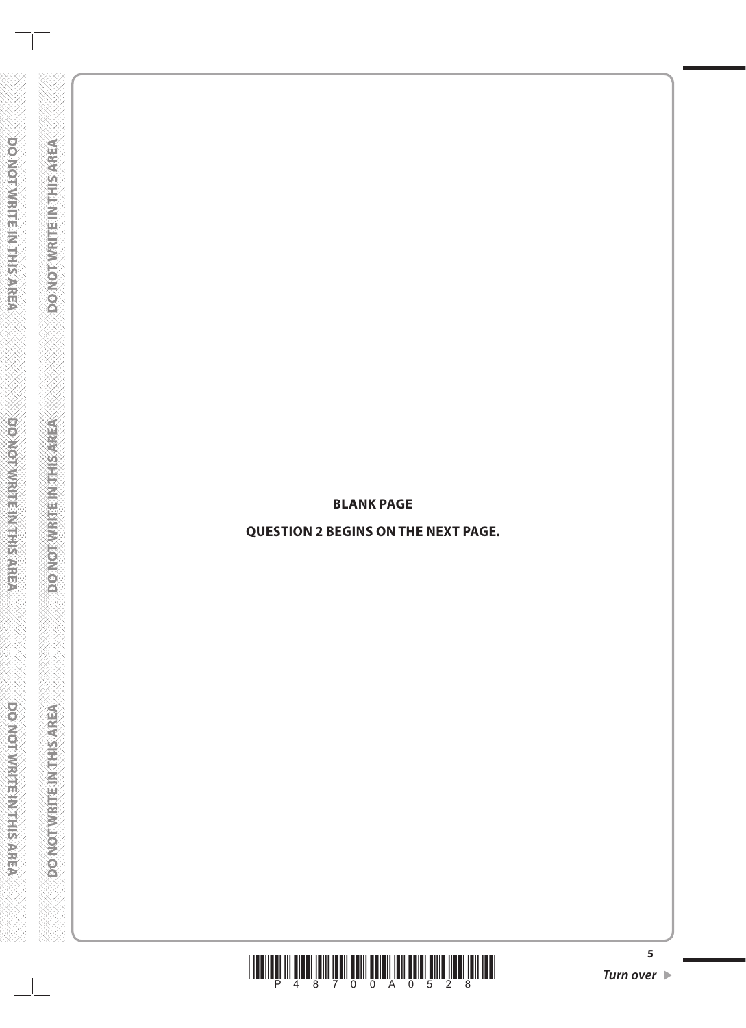**BLANK PAGE**

**QUESTION 2 BEGINS ON THE NEXT PAGE.**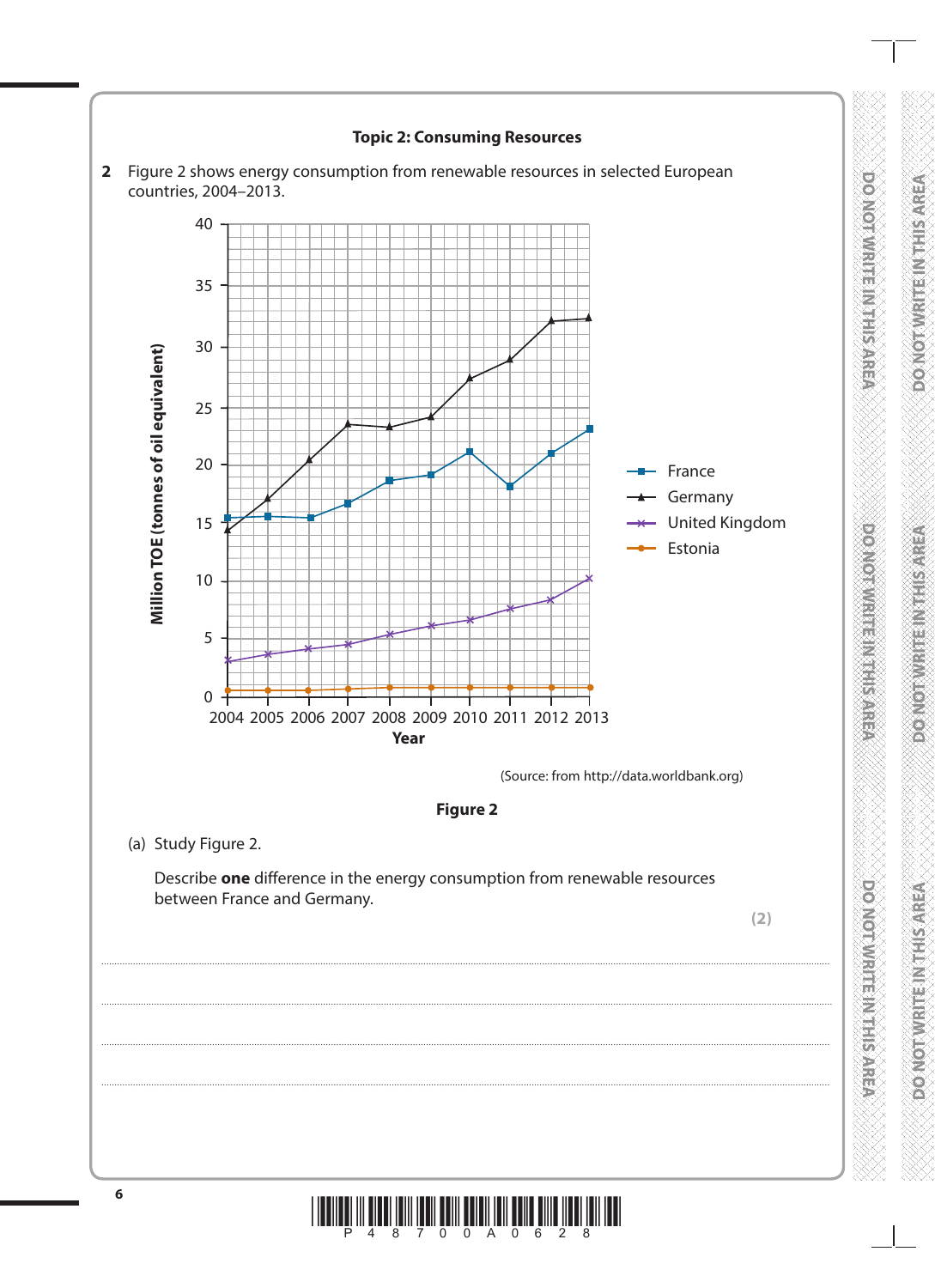## Topic 2: Consuming Resources

**2** Figure 2 shows energy consumption from renewable resources in selected European countries, 2004–2013.

(Source: from http://data.worldbank.org)

**Figure 2**

(a) Study Figure 2.

Describe **one** difference in the energy consumption from renewable resources between France and Germany.

**(2)**

.......................................................................................................................................................................................

.......................................................................................................................................................................................

.......................................................................................................................................................................................

.......................................................................................................................................................................................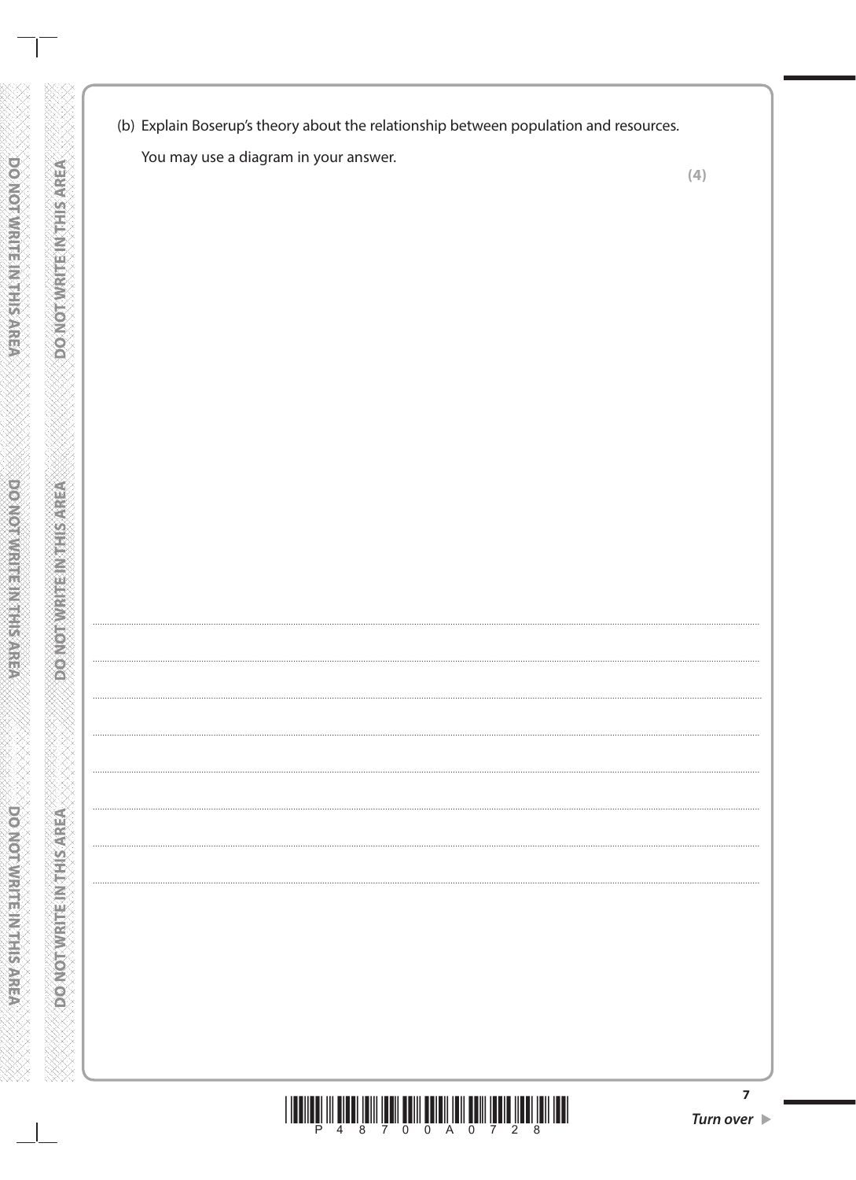(b) Explain Boserup's theory about the relationship between population and resources.

You may use a diagram in your answer.

**(4)**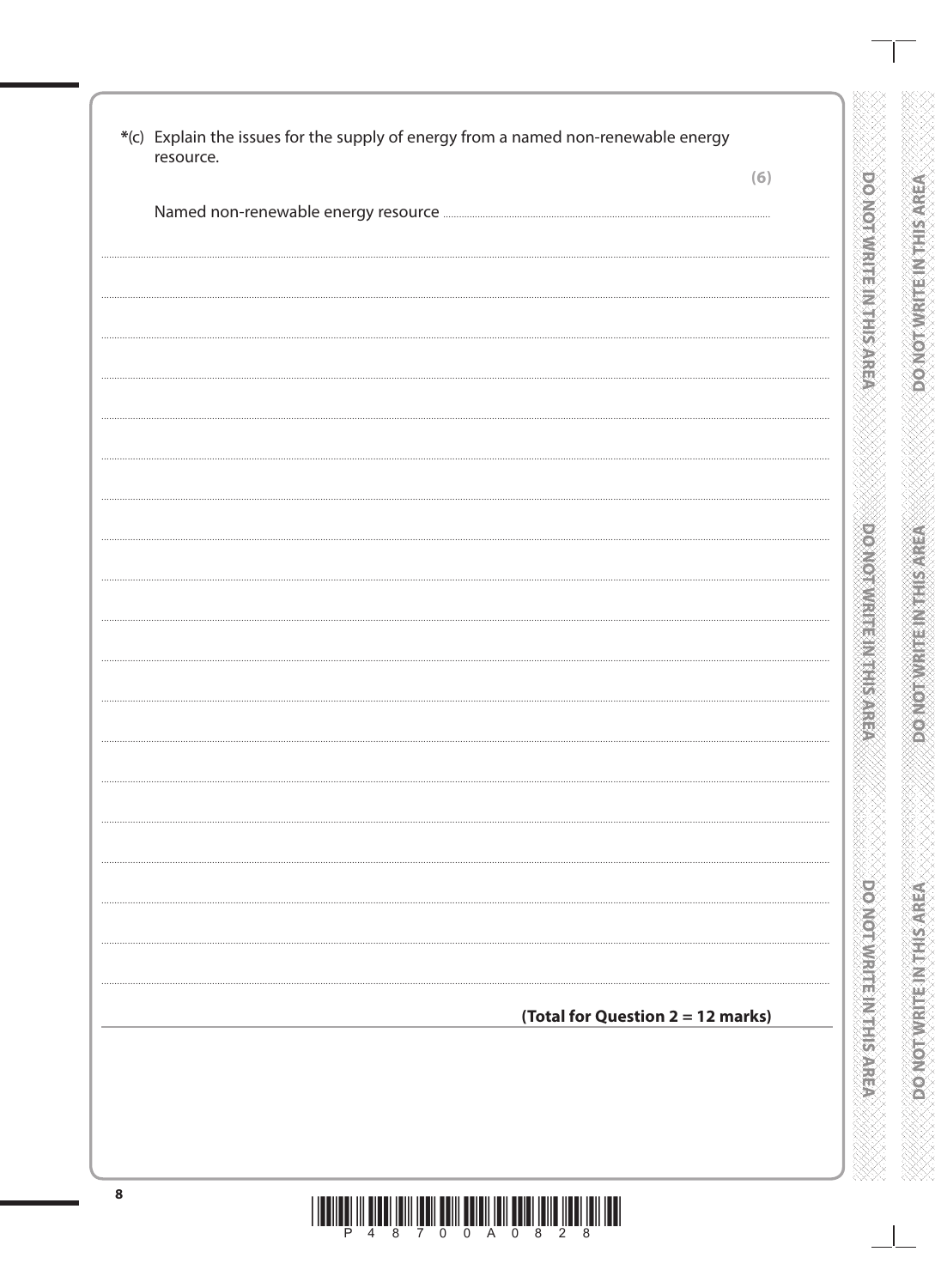*(c) Explain the issues for the supply of energy from a named non-renewable energy resource.

**(6)**

Named non-renewable energy resource ..............................................................

..........................................................................................................................................

..........................................................................................................................................

..........................................................................................................................................

..........................................................................................................................................

..........................................................................................................................................

..........................................................................................................................................

..........................................................................................................................................

..........................................................................................................................................

..........................................................................................................................................

..........................................................................................................................................

..........................................................................................................................................

..........................................................................................................................................

..........................................................................................................................................

..........................................................................................................................................

..........................................................................................................................................

..........................................................................................................................................

..........................................................................................................................................

..........................................................................................................................................

**(Total for Question 2 = 12 marks)**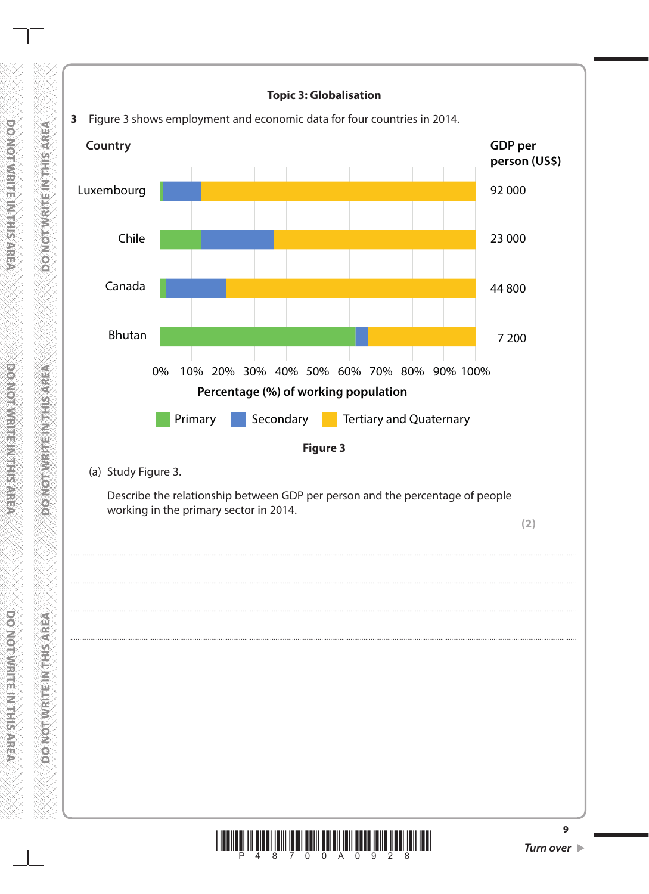**Topic 3: Globalisation**

**3** Figure 3 shows employment and economic data for four countries in 2014.

| Country | GDP per person (US$) |
|---|---|
| Luxembourg | 92 000 |
| Chile | 23 000 |
| Canada | 44 800 |
| Bhutan | 7 200 |

Percentage (%) of working population

Primary / Secondary / Tertiary and Quaternary

**Figure 3**

(a) Study Figure 3.

Describe the relationship between GDP per person and the percentage of people working in the primary sector in 2014.

**(2)**

.......................................................................................................................................................................................

.......................................................................................................................................................................................

.......................................................................................................................................................................................

.......................................................................................................................................................................................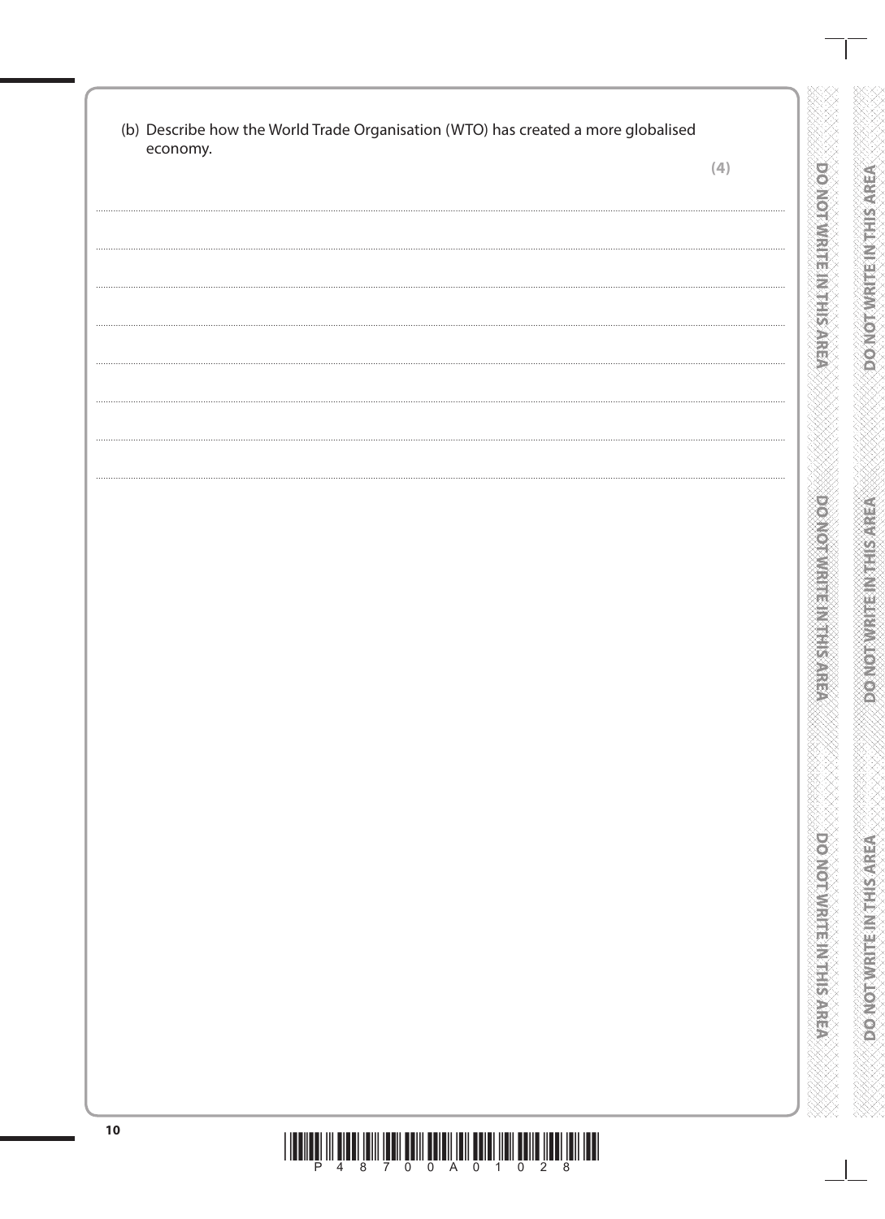(b) Describe how the World Trade Organisation (WTO) has created a more globalised economy.

**(4)**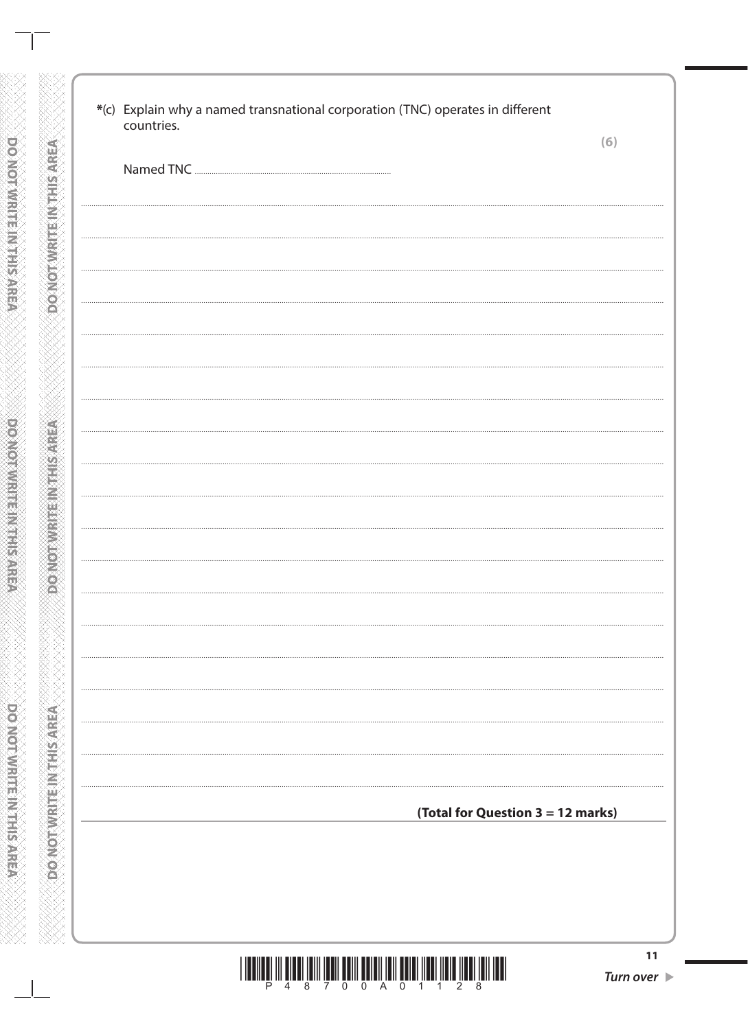*(c) Explain why a named transnational corporation (TNC) operates in different countries.

**(6)**

Named TNC ..............................................................................

**(Total for Question 3 = 12 marks)**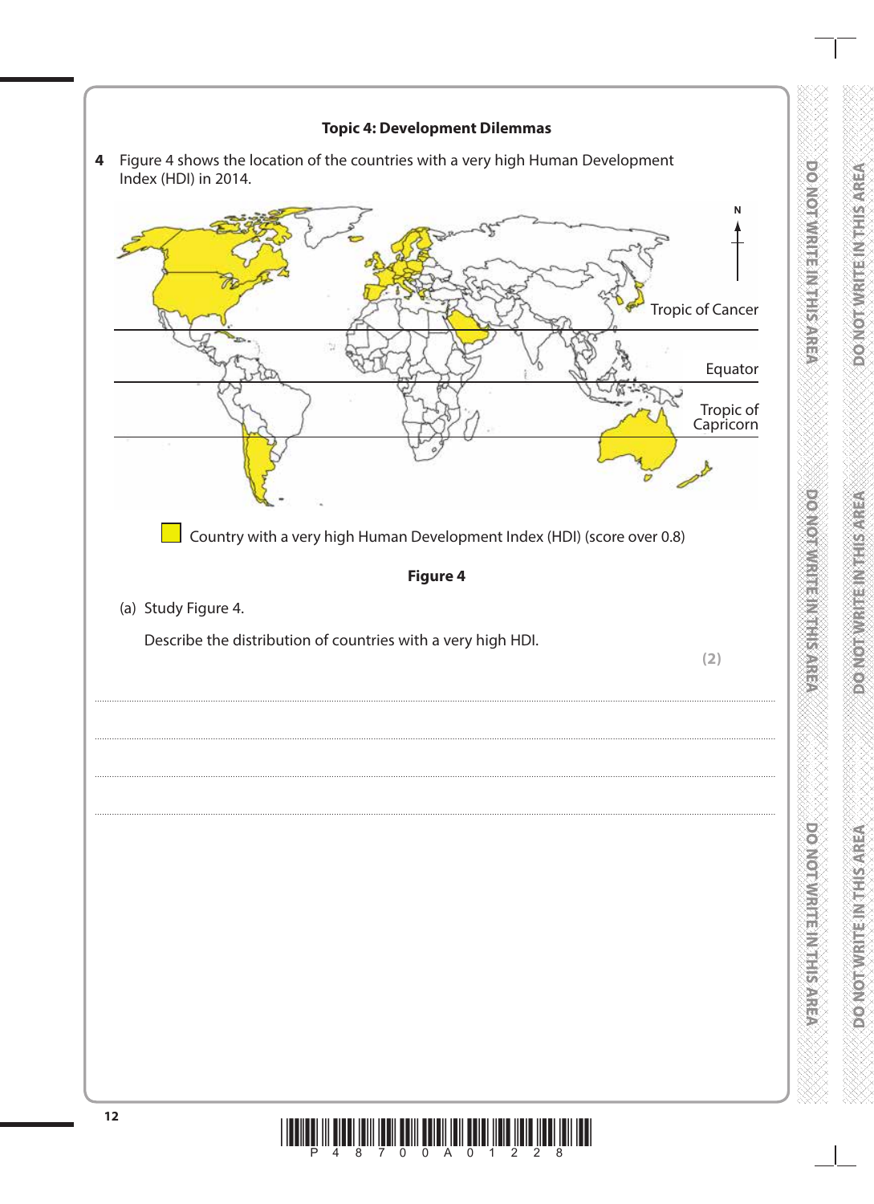**Topic 4: Development Dilemmas**

**4** Figure 4 shows the location of the countries with a very high Human Development Index (HDI) in 2014.

N

Tropic of Cancer

Equator

Tropic of Capricorn

Country with a very high Human Development Index (HDI) (score over 0.8)

**Figure 4**

(a) Study Figure 4.

Describe the distribution of countries with a very high HDI.

**(2)**

....................................................................................................................................................................................................................

....................................................................................................................................................................................................................

....................................................................................................................................................................................................................

....................................................................................................................................................................................................................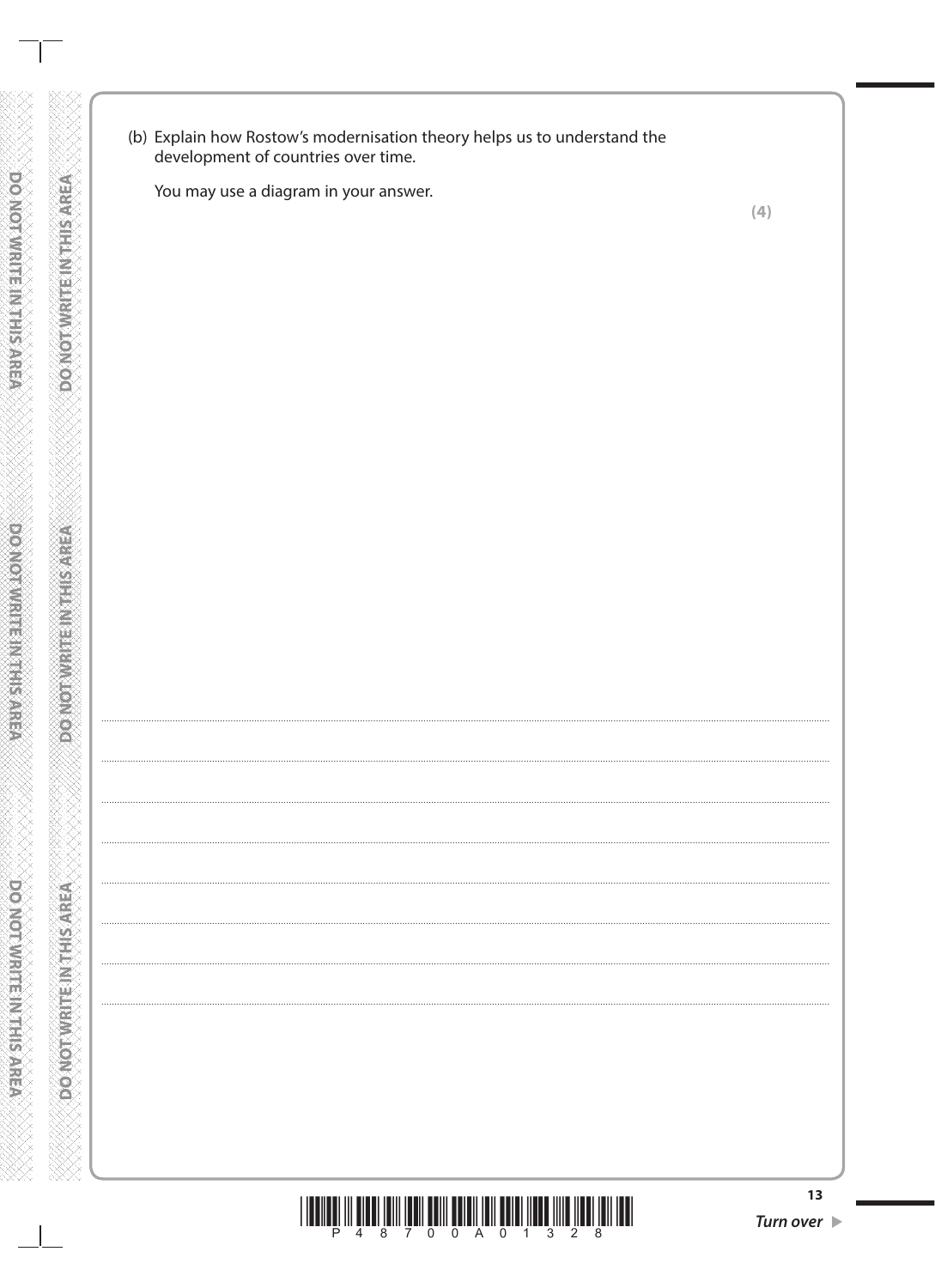(b) Explain how Rostow's modernisation theory helps us to understand the development of countries over time.

You may use a diagram in your answer.

**(4)**

.......................................................................................................................................................................................................................

.......................................................................................................................................................................................................................

.......................................................................................................................................................................................................................

.......................................................................................................................................................................................................................

.......................................................................................................................................................................................................................

.......................................................................................................................................................................................................................

.......................................................................................................................................................................................................................

.......................................................................................................................................................................................................................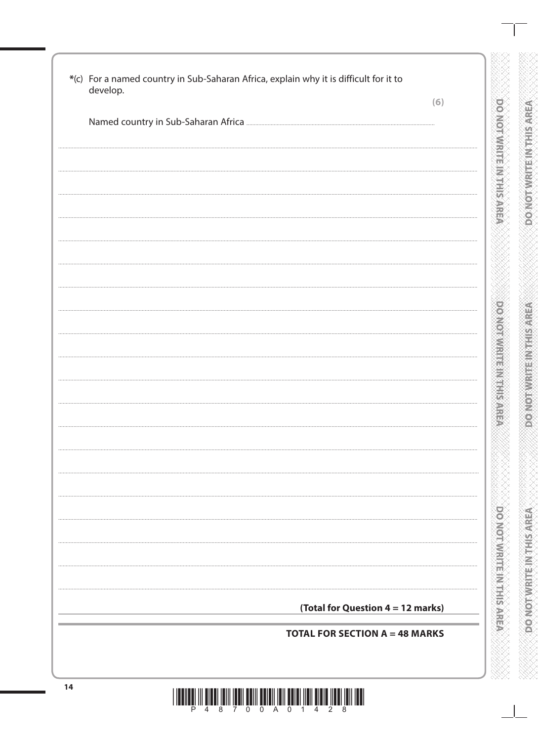*(c) For a named country in Sub-Saharan Africa, explain why it is difficult for it to develop.

**(6)**

Named country in Sub-Saharan Africa ..............................................................................

**(Total for Question 4 = 12 marks)**

**TOTAL FOR SECTION A = 48 MARKS**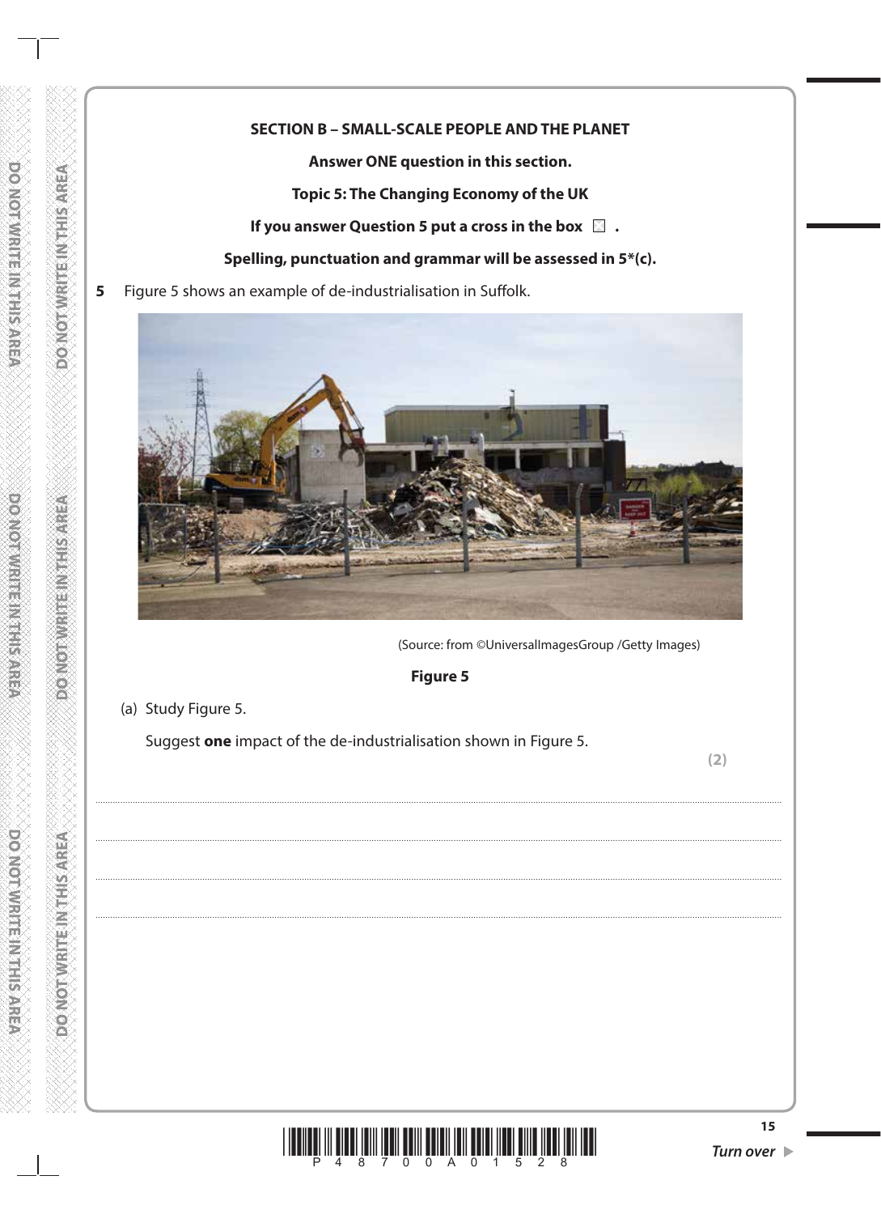**SECTION B – SMALL-SCALE PEOPLE AND THE PLANET**

**Answer ONE question in this section.**

**Topic 5: The Changing Economy of the UK**

**If you answer Question 5 put a cross in the box ☐ .**

**Spelling, punctuation and grammar will be assessed in 5*(c).**

**5** Figure 5 shows an example of de-industrialisation in Suffolk.

(Source: from ©UniversalImagesGroup /Getty Images)

**Figure 5**

(a) Study Figure 5.

Suggest **one** impact of the de-industrialisation shown in Figure 5.

**(2)**

.......................................................................................................................................................................................

.......................................................................................................................................................................................

.......................................................................................................................................................................................

.......................................................................................................................................................................................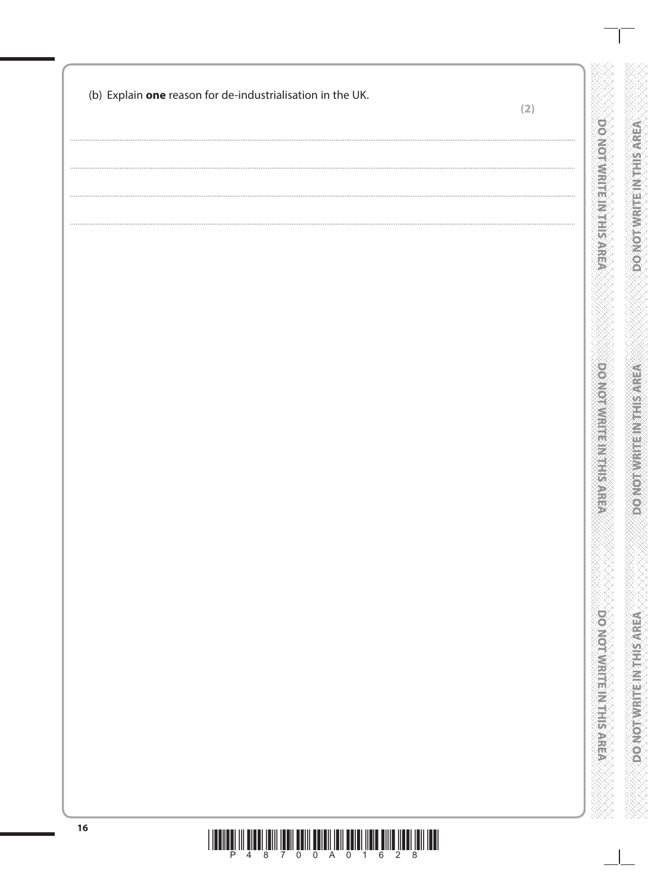(b) Explain **one** reason for de-industrialisation in the UK.

**(2)**

.......................................................................................................................................................................................

.......................................................................................................................................................................................

.......................................................................................................................................................................................

.......................................................................................................................................................................................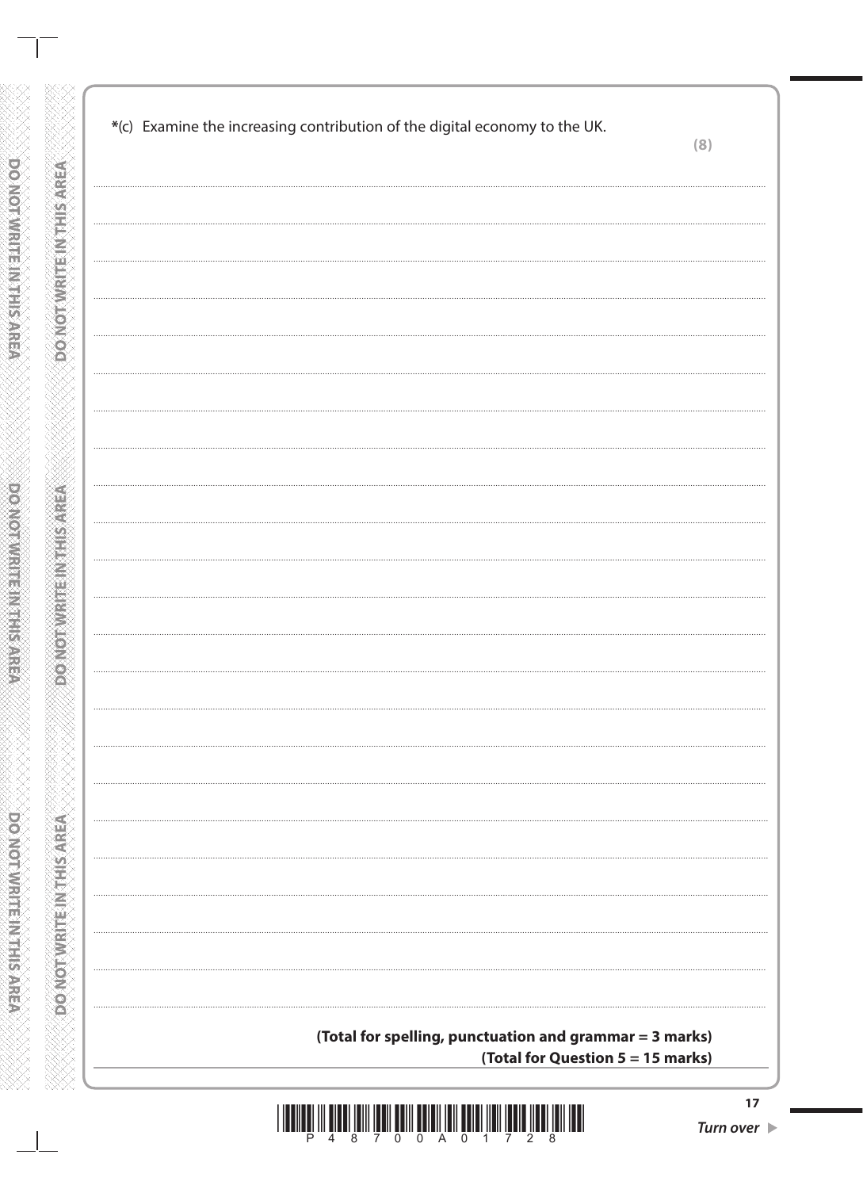*(c) Examine the increasing contribution of the digital economy to the UK.

**(8)**

**(Total for spelling, punctuation and grammar = 3 marks)**

**(Total for Question 5 = 15 marks)**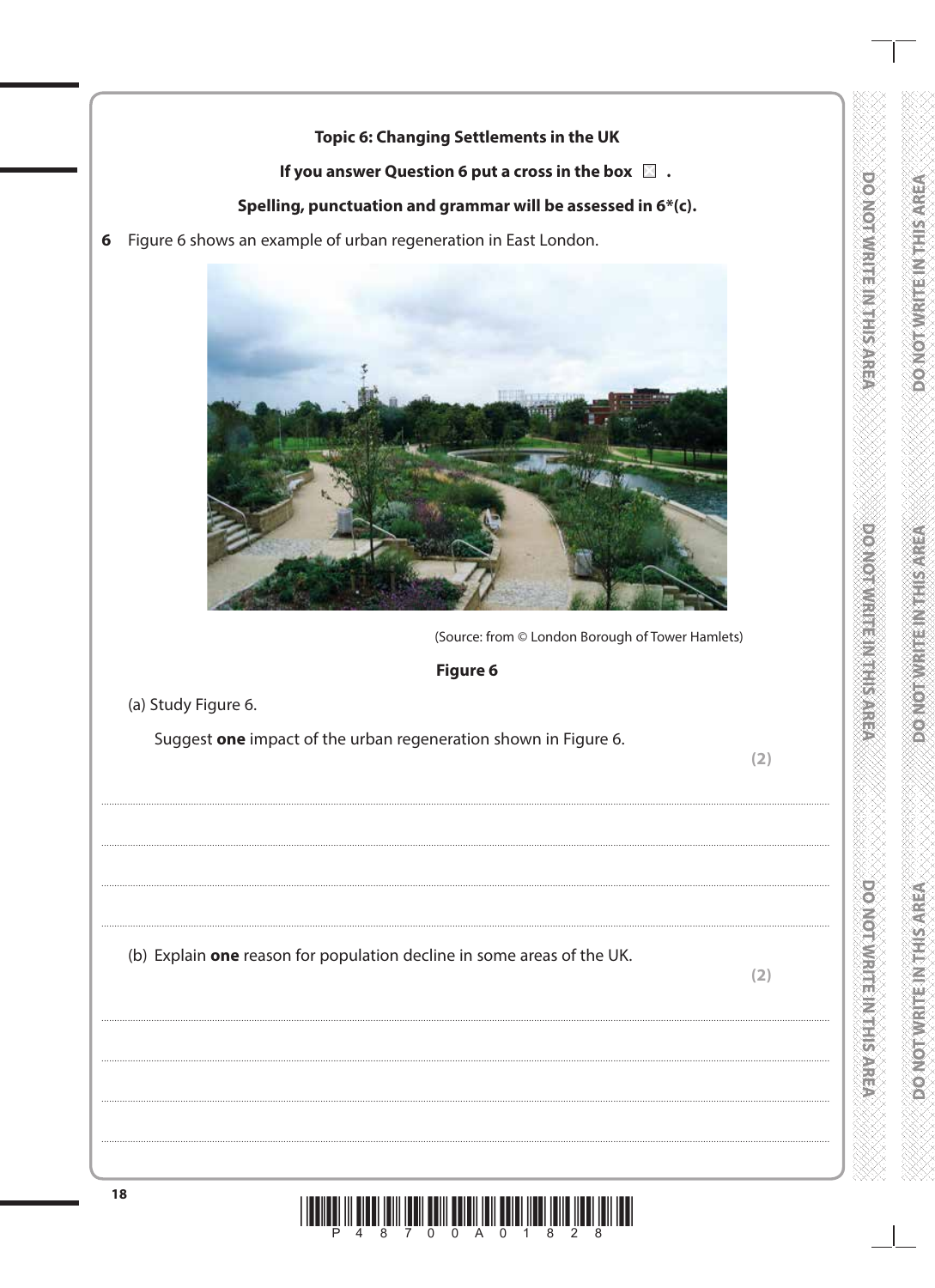**Topic 6: Changing Settlements in the UK**

**If you answer Question 6 put a cross in the box ☐ .**

**Spelling, punctuation and grammar will be assessed in 6*(c).**

**6** Figure 6 shows an example of urban regeneration in East London.

(Source: from © London Borough of Tower Hamlets)

**Figure 6**

(a) Study Figure 6.

Suggest **one** impact of the urban regeneration shown in Figure 6.

**(2)**

.......................................................................................................................................................................................

.......................................................................................................................................................................................

.......................................................................................................................................................................................

.......................................................................................................................................................................................

(b) Explain **one** reason for population decline in some areas of the UK.

**(2)**

.......................................................................................................................................................................................

.......................................................................................................................................................................................

.......................................................................................................................................................................................

.......................................................................................................................................................................................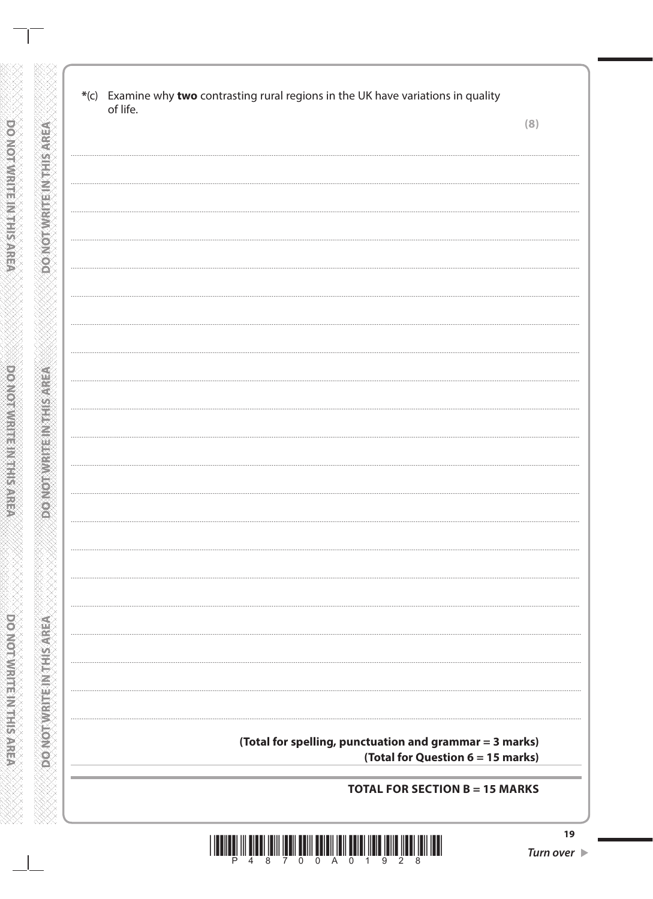*(c) Examine why **two** contrasting rural regions in the UK have variations in quality of life.

**(8)**

**(Total for spelling, punctuation and grammar = 3 marks)**

**(Total for Question 6 = 15 marks)**

**TOTAL FOR SECTION B = 15 MARKS**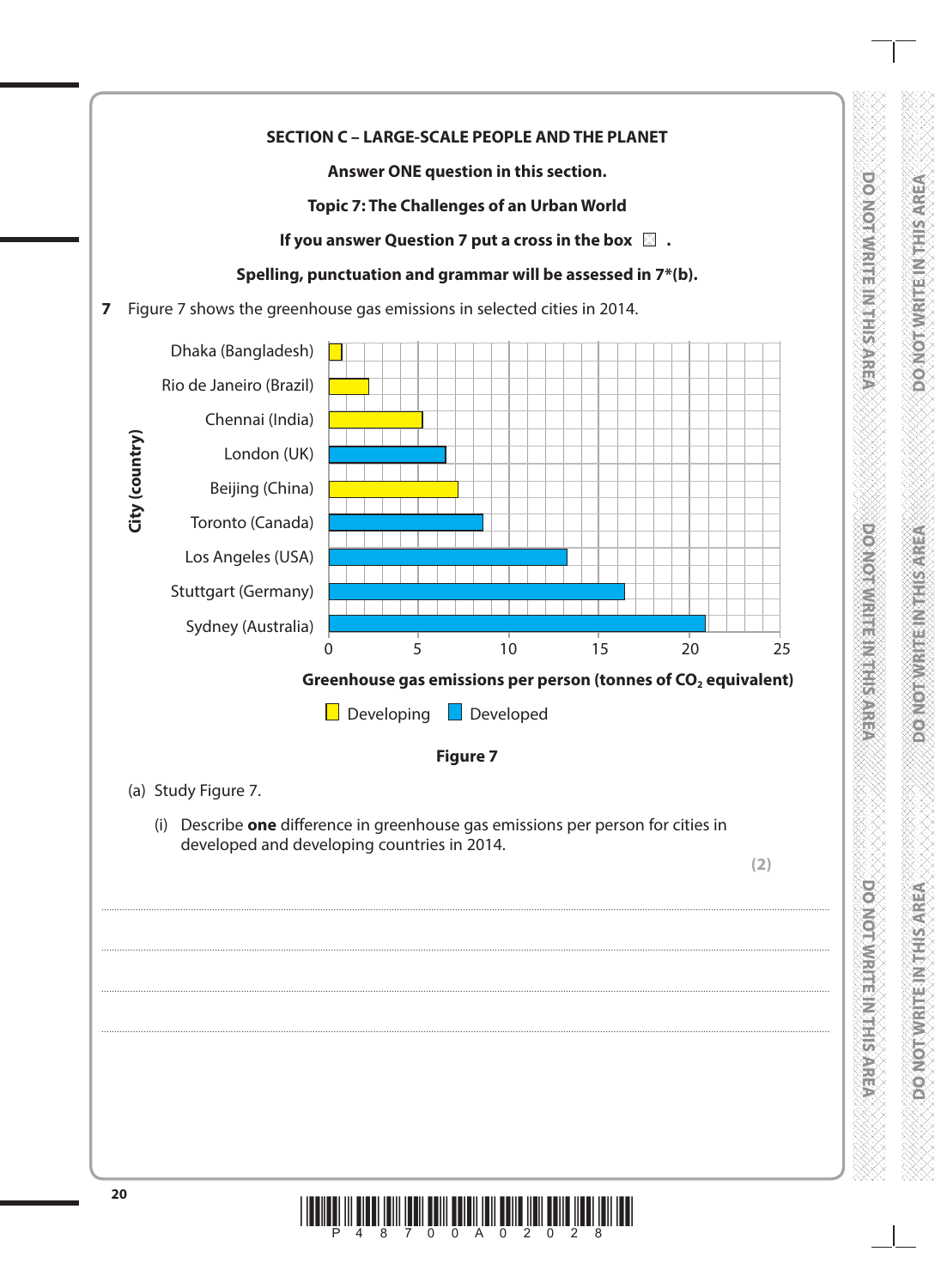**SECTION C – LARGE-SCALE PEOPLE AND THE PLANET**

**Answer ONE question in this section.**

**Topic 7: The Challenges of an Urban World**

**If you answer Question 7 put a cross in the box ☐ .**

**Spelling, punctuation and grammar will be assessed in 7*(b).**

**7** Figure 7 shows the greenhouse gas emissions in selected cities in 2014.

| City (country) | Greenhouse gas emissions per person (tonnes of $CO_2$ equivalent) | Type |
|---|---|---|
| Dhaka (Bangladesh) | | Developing |
| Rio de Janeiro (Brazil) | | Developing |
| Chennai (India) | | Developing |
| London (UK) | | Developed |
| Beijing (China) | | Developing |
| Toronto (Canada) | | Developed |
| Los Angeles (USA) | | Developed |
| Stuttgart (Germany) | | Developed |
| Sydney (Australia) | | Developed |

Axis: 0, 5, 10, 15, 20, 25

**Greenhouse gas emissions per person (tonnes of $CO_2$ equivalent)**

☐ Developing ☐ Developed

**Figure 7**

(a) Study Figure 7.

(i) Describe **one** difference in greenhouse gas emissions per person for cities in developed and developing countries in 2014.

**(2)**

.......................................................................................................................................................................................

.......................................................................................................................................................................................

.......................................................................................................................................................................................

.......................................................................................................................................................................................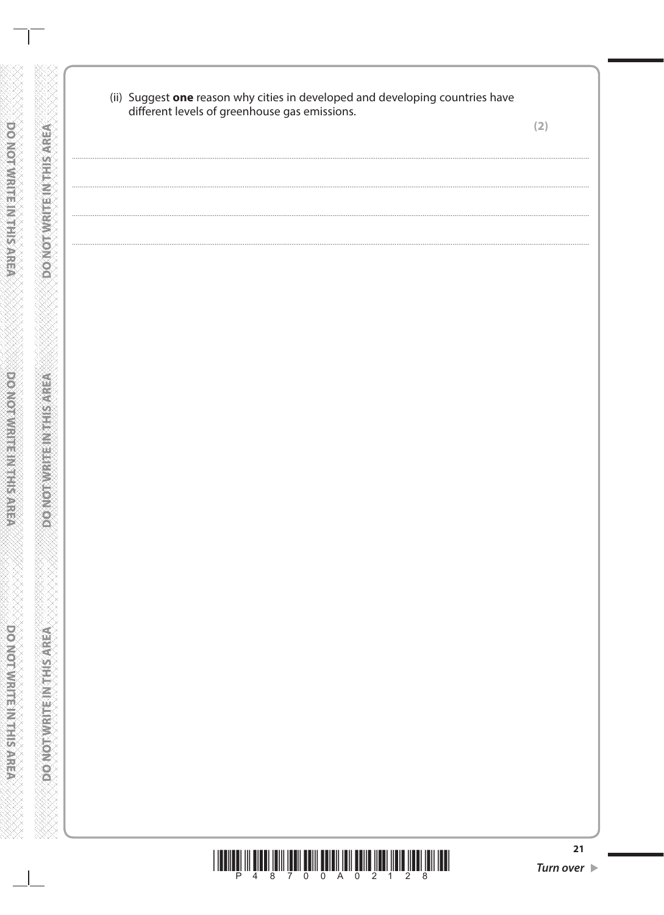(ii) Suggest **one** reason why cities in developed and developing countries have different levels of greenhouse gas emissions.

**(2)**

.......................................................................................................................................................................................................................

.......................................................................................................................................................................................................................

.......................................................................................................................................................................................................................

.......................................................................................................................................................................................................................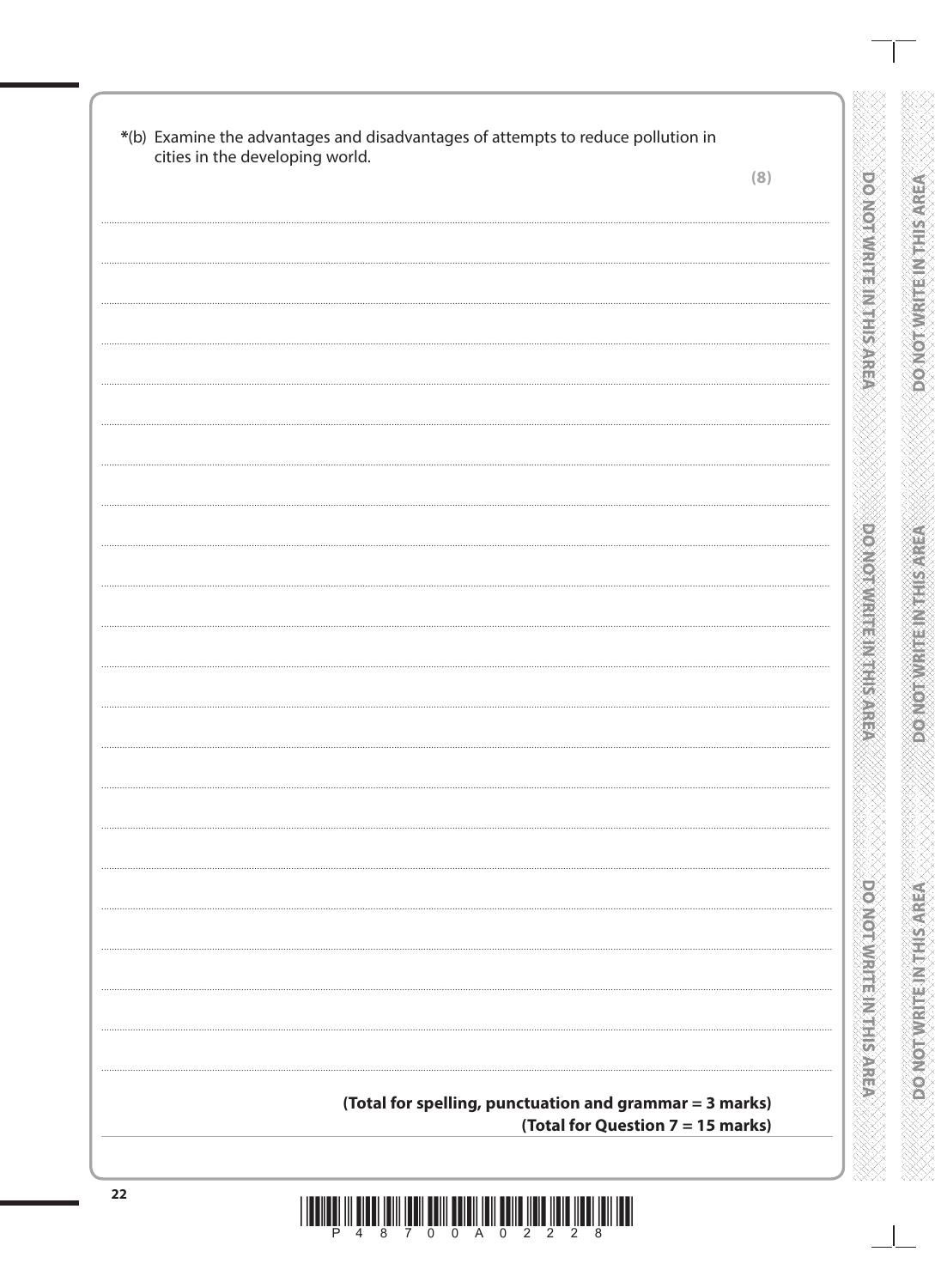*(b) Examine the advantages and disadvantages of attempts to reduce pollution in cities in the developing world.

**(8)**

**(Total for spelling, punctuation and grammar = 3 marks)**

**(Total for Question 7 = 15 marks)**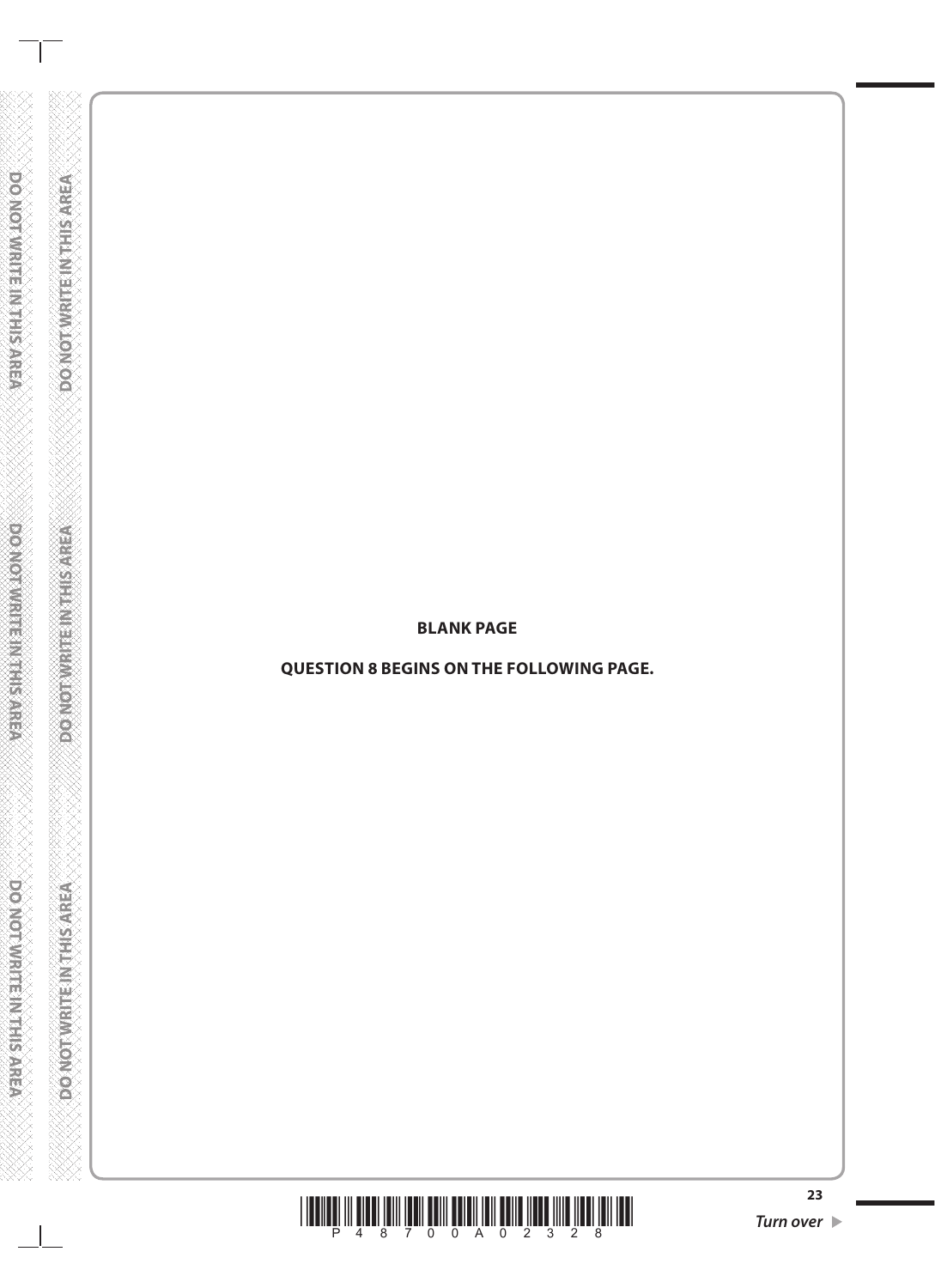**BLANK PAGE**

**QUESTION 8 BEGINS ON THE FOLLOWING PAGE.**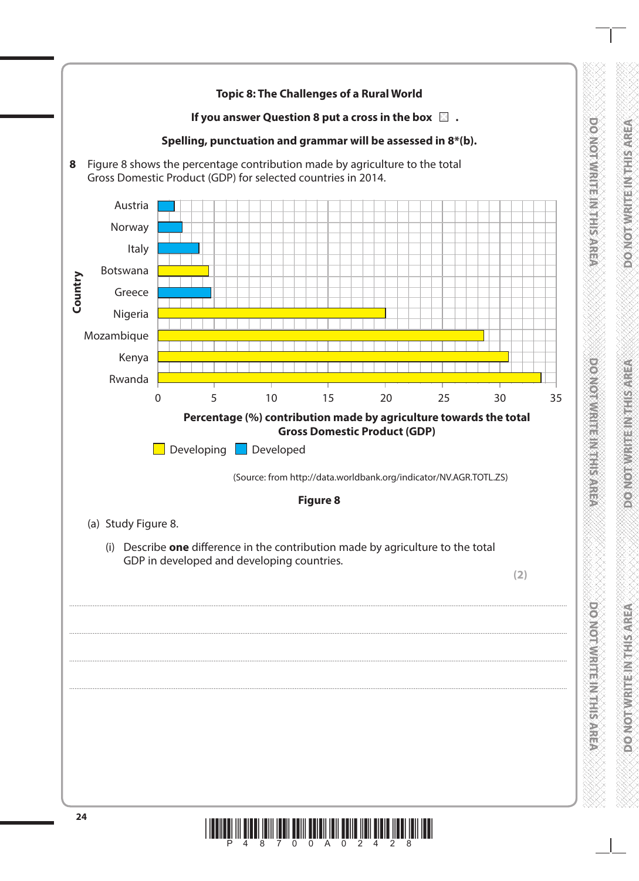**Topic 8: The Challenges of a Rural World**

**If you answer Question 8 put a cross in the box ☐ .**

**Spelling, punctuation and grammar will be assessed in 8*(b).**

**8** Figure 8 shows the percentage contribution made by agriculture to the total Gross Domestic Product (GDP) for selected countries in 2014.

| Country | Percentage (%) contribution made by agriculture towards the total Gross Domestic Product (GDP) | Type |
|---|---|---|
| Austria | 1.5 | Developed |
| Norway | 2.2 | Developed |
| Italy | 3.7 | Developed |
| Botswana | 4.5 | Developing |
| Greece | 4.7 | Developed |
| Nigeria | 20 | Developing |
| Mozambique | 28.6 | Developing |
| Kenya | 30.8 | Developing |
| Rwanda | 33.6 | Developing |

Developing ▢ Developed ▢

(Source: from http://data.worldbank.org/indicator/NV.AGR.TOTL.ZS)

**Figure 8**

(a) Study Figure 8.

(i) Describe **one** difference in the contribution made by agriculture to the total GDP in developed and developing countries.

**(2)**

.......................................................................................................................................................................................

.......................................................................................................................................................................................

.......................................................................................................................................................................................

.......................................................................................................................................................................................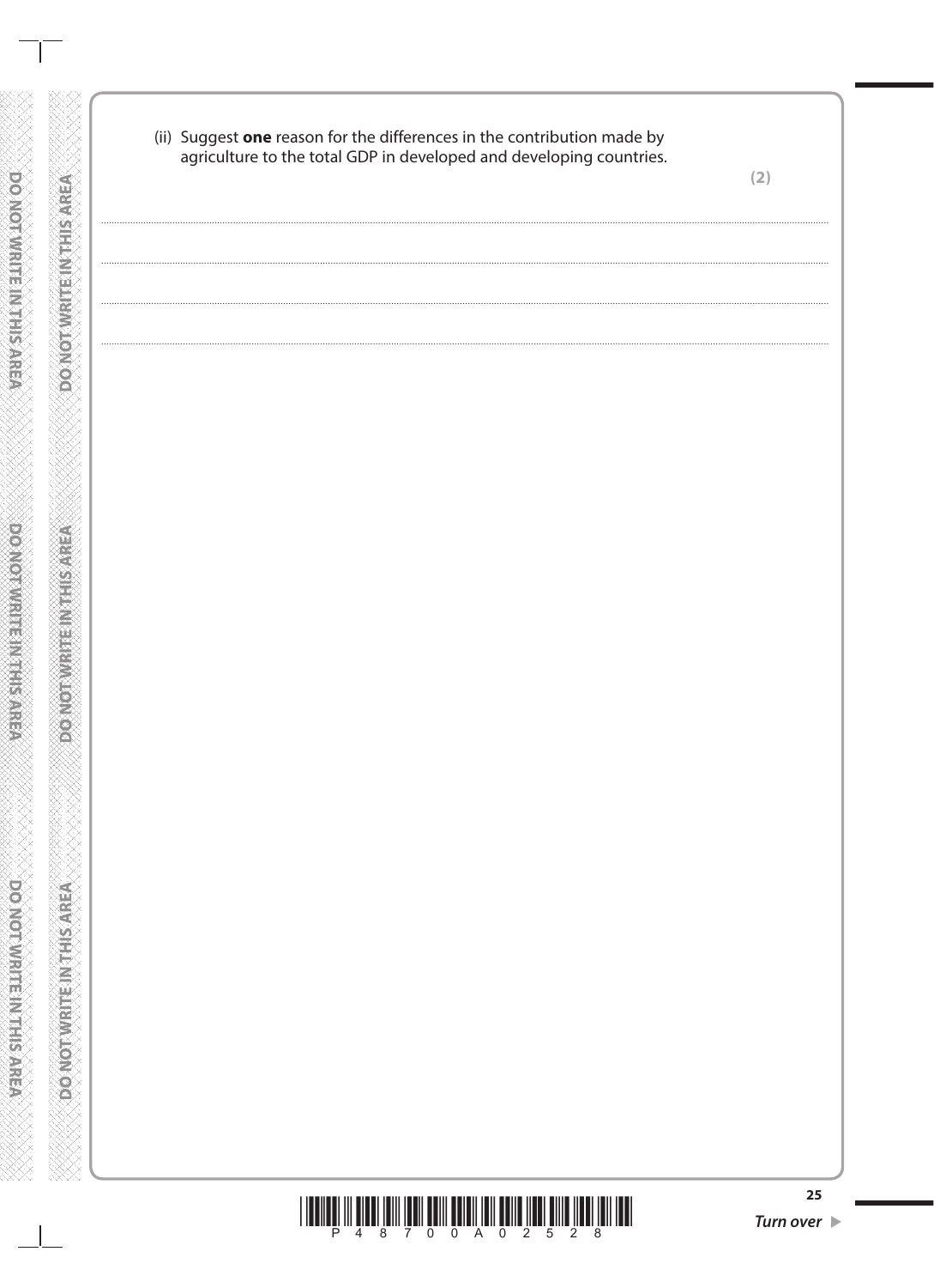(ii) Suggest **one** reason for the differences in the contribution made by agriculture to the total GDP in developed and developing countries.

**(2)**

.......................................................................................................................................................................................

.......................................................................................................................................................................................

.......................................................................................................................................................................................

.......................................................................................................................................................................................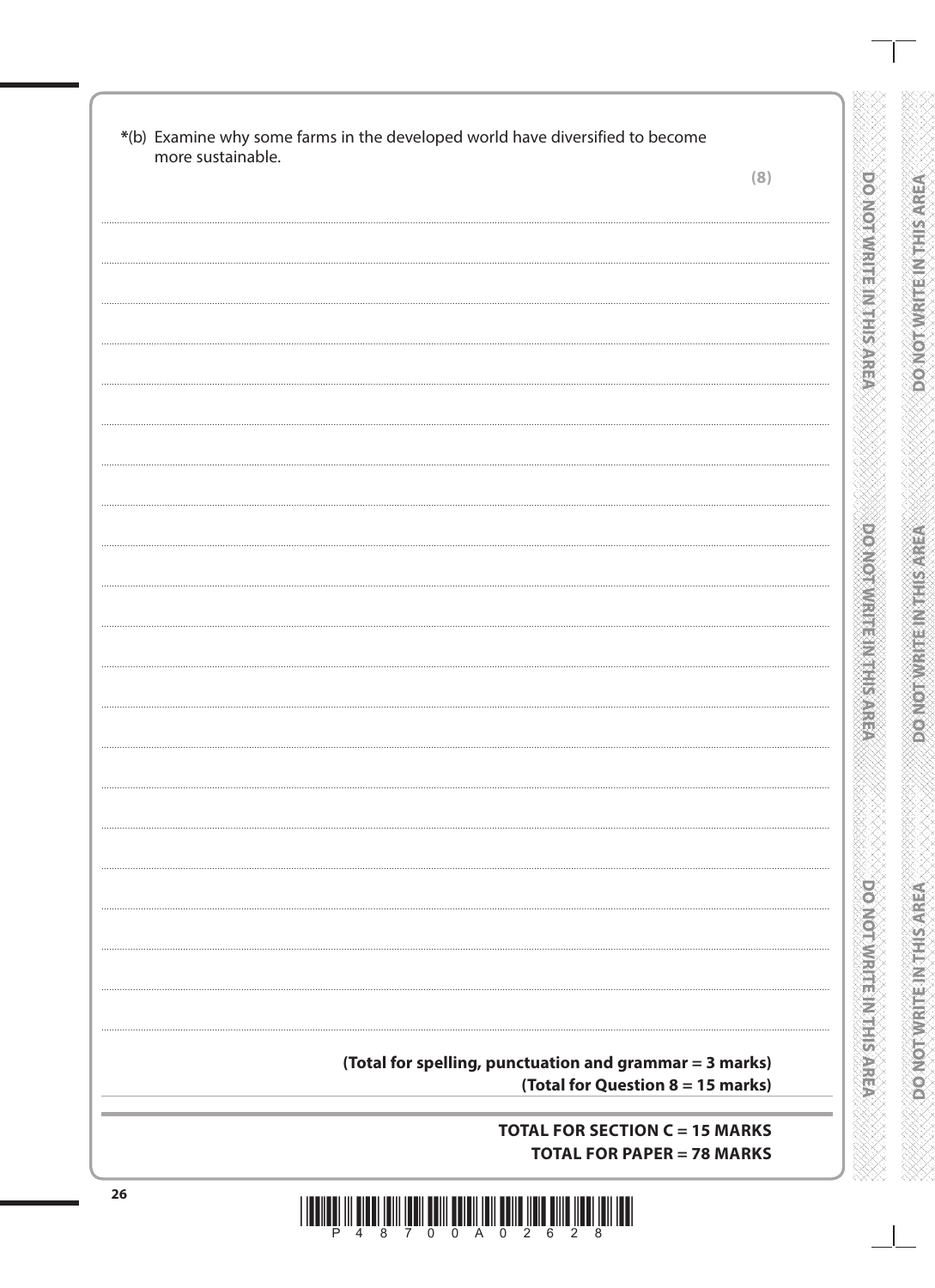*(b) Examine why some farms in the developed world have diversified to become more sustainable.

**(8)**

**(Total for spelling, punctuation and grammar = 3 marks)**

**(Total for Question 8 = 15 marks)**

**TOTAL FOR SECTION C = 15 MARKS**

**TOTAL FOR PAPER = 78 MARKS**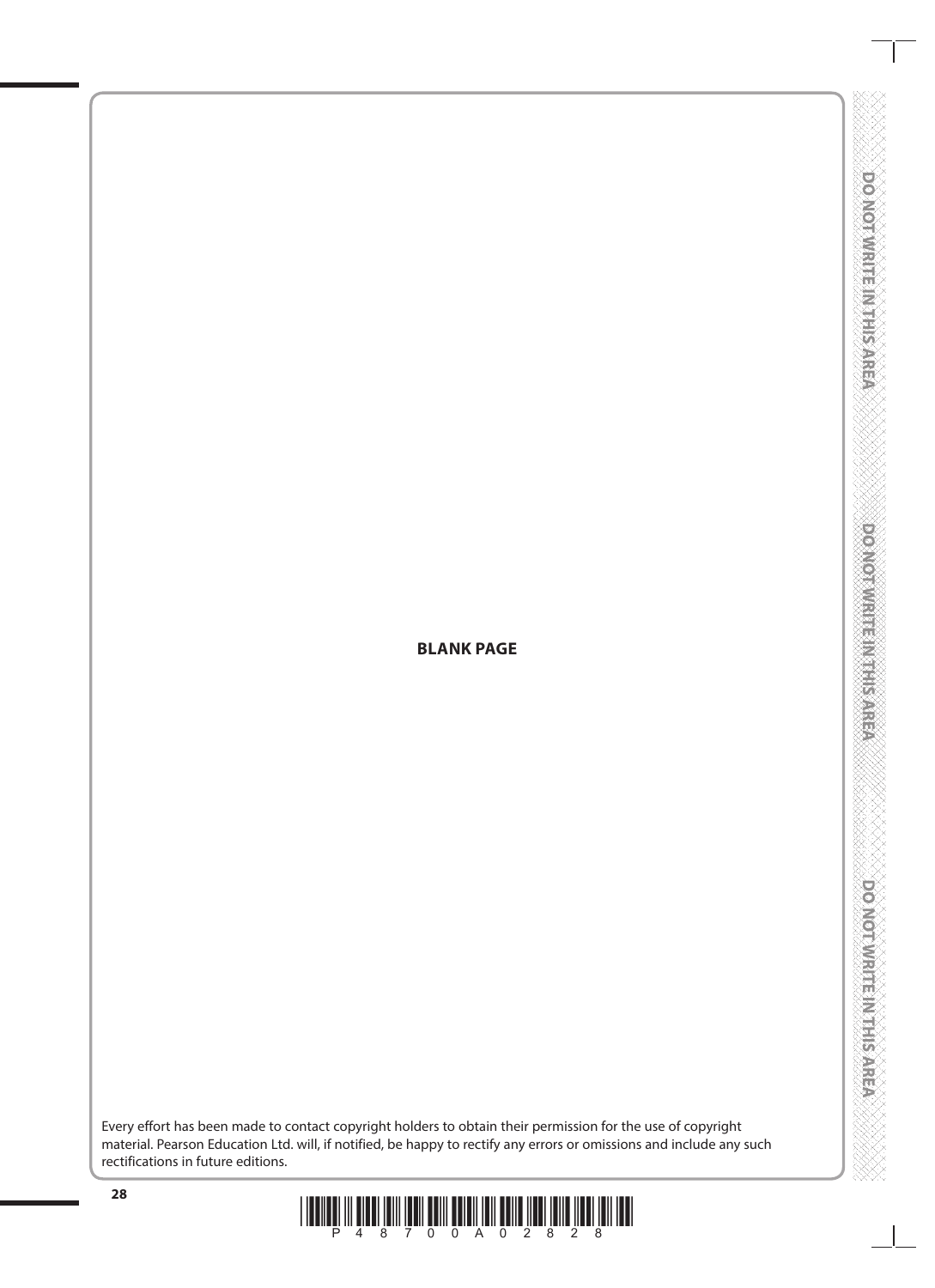**BLANK PAGE**

Every effort has been made to contact copyright holders to obtain their permission for the use of copyright material. Pearson Education Ltd. will, if notified, be happy to rectify any errors or omissions and include any such rectifications in future editions.